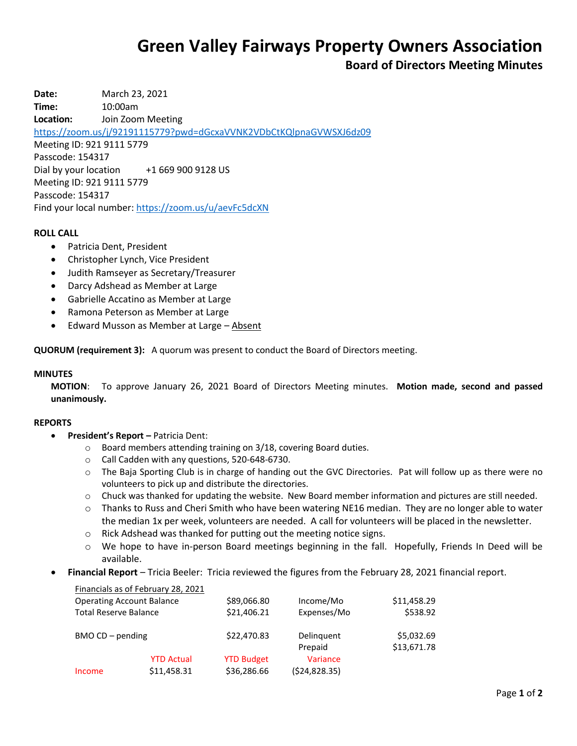# Green Valley Fairways Property Owners Association

## Board of Directors Meeting Minutes

**Date:** March 23, 2021
**Time:** 10:00am
**Location:** Join Zoom Meeting
https://zoom.us/j/92191115779?pwd=dGcxaVVNK2VDbCtKQlpnaGVWSXJ6dz09
Meeting ID: 921 9111 5779
Passcode: 154317
Dial by your location +1 669 900 9128 US
Meeting ID: 921 9111 5779
Passcode: 154317
Find your local number: https://zoom.us/u/aevFc5dcXN

**ROLL CALL**

- Patricia Dent, President
- Christopher Lynch, Vice President
- Judith Ramseyer as Secretary/Treasurer
- Darcy Adshead as Member at Large
- Gabrielle Accatino as Member at Large
- Ramona Peterson as Member at Large
- Edward Musson as Member at Large – Absent

**QUORUM (requirement 3):** A quorum was present to conduct the Board of Directors meeting.

**MINUTES**

**MOTION**: To approve January 26, 2021 Board of Directors Meeting minutes. **Motion made, second and passed unanimously.**

**REPORTS**

- **President's Report –** Patricia Dent:
  - Board members attending training on 3/18, covering Board duties.
  - Call Cadden with any questions, 520-648-6730.
  - The Baja Sporting Club is in charge of handing out the GVC Directories. Pat will follow up as there were no volunteers to pick up and distribute the directories.
  - Chuck was thanked for updating the website. New Board member information and pictures are still needed.
  - Thanks to Russ and Cheri Smith who have been watering NE16 median. They are no longer able to water the median 1x per week, volunteers are needed. A call for volunteers will be placed in the newsletter.
  - Rick Adshead was thanked for putting out the meeting notice signs.
  - We hope to have in-person Board meetings beginning in the fall. Hopefully, Friends In Deed will be available.
- **Financial Report** – Tricia Beeler: Tricia reviewed the figures from the February 28, 2021 financial report.

Financials as of February 28, 2021

| | | | | |
|---|---|---|---|---|
| Operating Account Balance | | $89,066.80 | Income/Mo | $11,458.29 |
| Total Reserve Balance | | $21,406.21 | Expenses/Mo | $538.92 |
| BMO CD – pending | | $22,470.83 | Delinquent | $5,032.69 |
| | | | Prepaid | $13,671.78 |
| | YTD Actual | YTD Budget | Variance | |
| Income | $11,458.31 | $36,286.66 | ($24,828.35) | |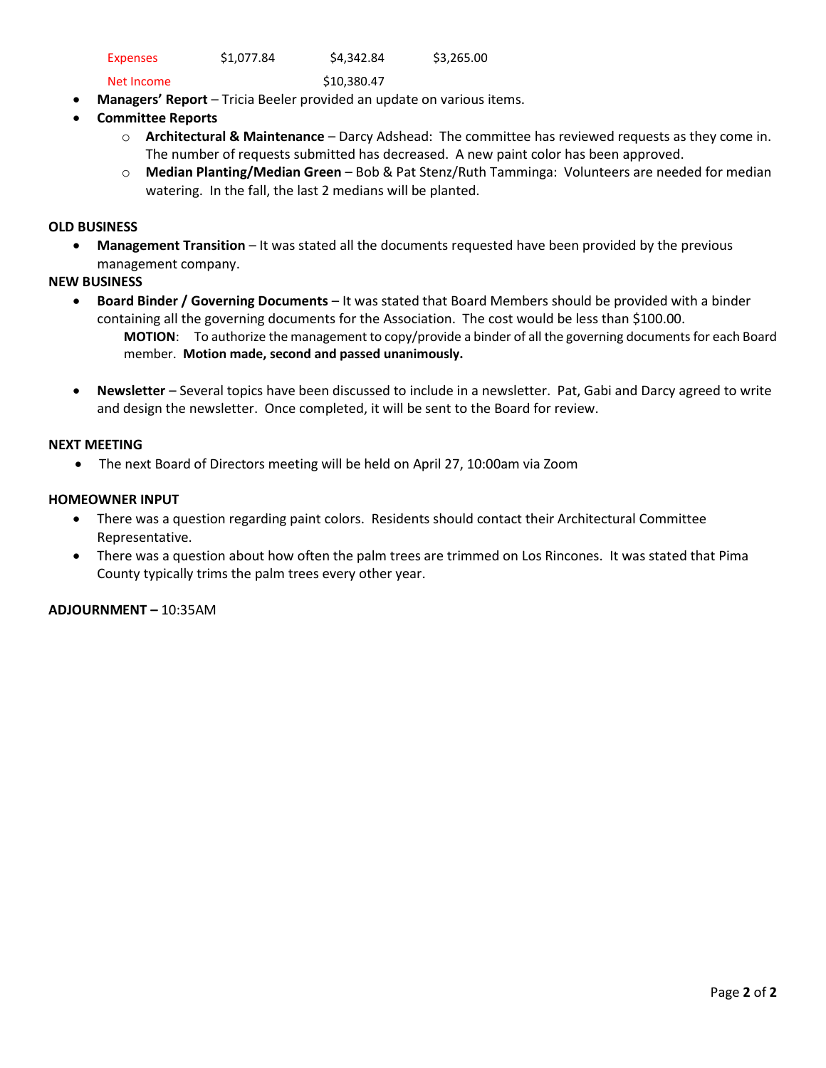| | | | |
|---|---|---|---|
| Expenses | $1,077.84 | $4,342.84 | $3,265.00 |
| Net Income | | $10,380.47 | |

- **Managers' Report** – Tricia Beeler provided an update on various items.
- **Committee Reports**
  - **Architectural & Maintenance** – Darcy Adshead: The committee has reviewed requests as they come in. The number of requests submitted has decreased. A new paint color has been approved.
  - **Median Planting/Median Green** – Bob & Pat Stenz/Ruth Tamminga: Volunteers are needed for median watering. In the fall, the last 2 medians will be planted.

**OLD BUSINESS**

- **Management Transition** – It was stated all the documents requested have been provided by the previous management company.

**NEW BUSINESS**

- **Board Binder / Governing Documents** – It was stated that Board Members should be provided with a binder containing all the governing documents for the Association. The cost would be less than $100.00.

  **MOTION**: To authorize the management to copy/provide a binder of all the governing documents for each Board member. **Motion made, second and passed unanimously.**

- **Newsletter** – Several topics have been discussed to include in a newsletter. Pat, Gabi and Darcy agreed to write and design the newsletter. Once completed, it will be sent to the Board for review.

**NEXT MEETING**

- The next Board of Directors meeting will be held on April 27, 10:00am via Zoom

**HOMEOWNER INPUT**

- There was a question regarding paint colors. Residents should contact their Architectural Committee Representative.
- There was a question about how often the palm trees are trimmed on Los Rincones. It was stated that Pima County typically trims the palm trees every other year.

**ADJOURNMENT –** 10:35AM